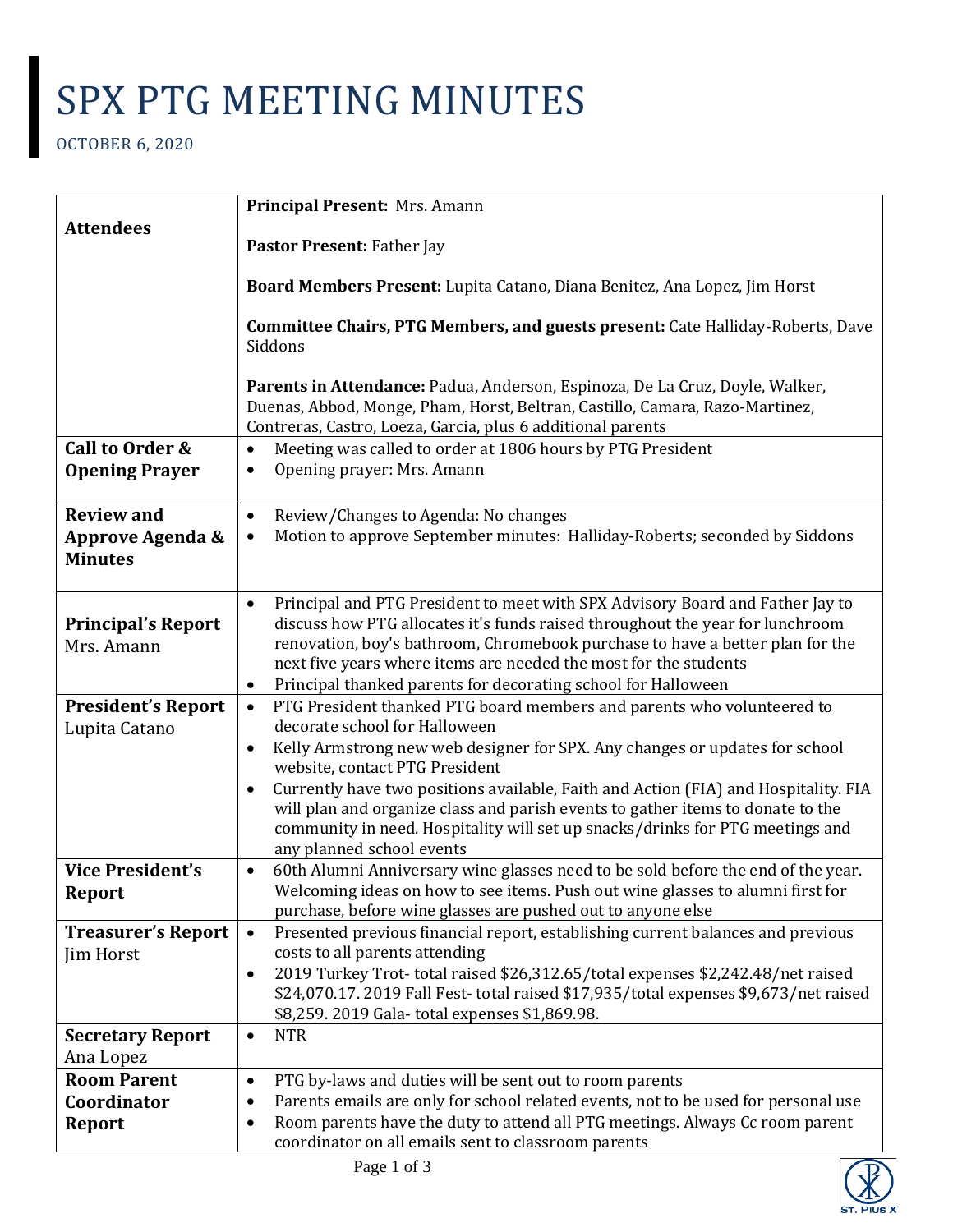# SPX PTG MEETING MINUTES

OCTOBER 6, 2020

| | |
|---|---|
| **Attendees** | **Principal Present:** Mrs. Amann<br><br>**Pastor Present:** Father Jay<br><br>**Board Members Present:** Lupita Catano, Diana Benitez, Ana Lopez, Jim Horst<br><br>**Committee Chairs, PTG Members, and guests present:** Cate Halliday-Roberts, Dave Siddons<br><br>**Parents in Attendance:** Padua, Anderson, Espinoza, De La Cruz, Doyle, Walker, Duenas, Abbod, Monge, Pham, Horst, Beltran, Castillo, Camara, Razo-Martinez, Contreras, Castro, Loeza, Garcia, plus 6 additional parents |
| **Call to Order & Opening Prayer** | • Meeting was called to order at 1806 hours by PTG President<br>• Opening prayer: Mrs. Amann |
| **Review and Approve Agenda & Minutes** | • Review/Changes to Agenda: No changes<br>• Motion to approve September minutes: Halliday-Roberts; seconded by Siddons |
| **Principal's Report**<br>Mrs. Amann | • Principal and PTG President to meet with SPX Advisory Board and Father Jay to discuss how PTG allocates it's funds raised throughout the year for lunchroom renovation, boy's bathroom, Chromebook purchase to have a better plan for the next five years where items are needed the most for the students<br>• Principal thanked parents for decorating school for Halloween |
| **President's Report**<br>Lupita Catano | • PTG President thanked PTG board members and parents who volunteered to decorate school for Halloween<br>• Kelly Armstrong new web designer for SPX. Any changes or updates for school website, contact PTG President<br>• Currently have two positions available, Faith and Action (FIA) and Hospitality. FIA will plan and organize class and parish events to gather items to donate to the community in need. Hospitality will set up snacks/drinks for PTG meetings and any planned school events |
| **Vice President's Report** | • 60th Alumni Anniversary wine glasses need to be sold before the end of the year. Welcoming ideas on how to see items. Push out wine glasses to alumni first for purchase, before wine glasses are pushed out to anyone else |
| **Treasurer's Report**<br>Jim Horst | • Presented previous financial report, establishing current balances and previous costs to all parents attending<br>• 2019 Turkey Trot- total raised $26,312.65/total expenses $2,242.48/net raised $24,070.17. 2019 Fall Fest- total raised $17,935/total expenses $9,673/net raised $8,259. 2019 Gala- total expenses $1,869.98. |
| **Secretary Report**<br>Ana Lopez | • NTR |
| **Room Parent Coordinator Report** | • PTG by-laws and duties will be sent out to room parents<br>• Parents emails are only for school related events, not to be used for personal use<br>• Room parents have the duty to attend all PTG meetings. Always Cc room parent coordinator on all emails sent to classroom parents |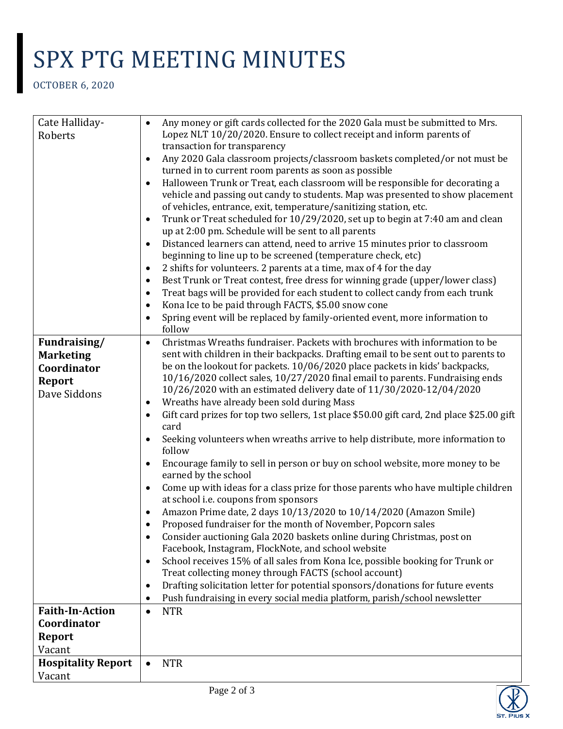# SPX PTG MEETING MINUTES

OCTOBER 6, 2020

| | |
|---|---|
| Cate Halliday-Roberts | • Any money or gift cards collected for the 2020 Gala must be submitted to Mrs. Lopez NLT 10/20/2020. Ensure to collect receipt and inform parents of transaction for transparency<br>• Any 2020 Gala classroom projects/classroom baskets completed/or not must be turned in to current room parents as soon as possible<br>• Halloween Trunk or Treat, each classroom will be responsible for decorating a vehicle and passing out candy to students. Map was presented to show placement of vehicles, entrance, exit, temperature/sanitizing station, etc.<br>• Trunk or Treat scheduled for 10/29/2020, set up to begin at 7:40 am and clean up at 2:00 pm. Schedule will be sent to all parents<br>• Distanced learners can attend, need to arrive 15 minutes prior to classroom beginning to line up to be screened (temperature check, etc)<br>• 2 shifts for volunteers. 2 parents at a time, max of 4 for the day<br>• Best Trunk or Treat contest, free dress for winning grade (upper/lower class)<br>• Treat bags will be provided for each student to collect candy from each trunk<br>• Kona Ice to be paid through FACTS, $5.00 snow cone<br>• Spring event will be replaced by family-oriented event, more information to follow |
| **Fundraising/ Marketing Coordinator Report**<br>Dave Siddons | • Christmas Wreaths fundraiser. Packets with brochures with information to be sent with children in their backpacks. Drafting email to be sent out to parents to be on the lookout for packets. 10/06/2020 place packets in kids' backpacks, 10/16/2020 collect sales, 10/27/2020 final email to parents. Fundraising ends 10/26/2020 with an estimated delivery date of 11/30/2020-12/04/2020<br>• Wreaths have already been sold during Mass<br>• Gift card prizes for top two sellers, 1st place $50.00 gift card, 2nd place $25.00 gift card<br>• Seeking volunteers when wreaths arrive to help distribute, more information to follow<br>• Encourage family to sell in person or buy on school website, more money to be earned by the school<br>• Come up with ideas for a class prize for those parents who have multiple children at school i.e. coupons from sponsors<br>• Amazon Prime date, 2 days 10/13/2020 to 10/14/2020 (Amazon Smile)<br>• Proposed fundraiser for the month of November, Popcorn sales<br>• Consider auctioning Gala 2020 baskets online during Christmas, post on Facebook, Instagram, FlockNote, and school website<br>• School receives 15% of all sales from Kona Ice, possible booking for Trunk or Treat collecting money through FACTS (school account)<br>• Drafting solicitation letter for potential sponsors/donations for future events<br>• Push fundraising in every social media platform, parish/school newsletter |
| **Faith-In-Action Coordinator Report**<br>Vacant | • NTR |
| **Hospitality Report**<br>Vacant | • NTR |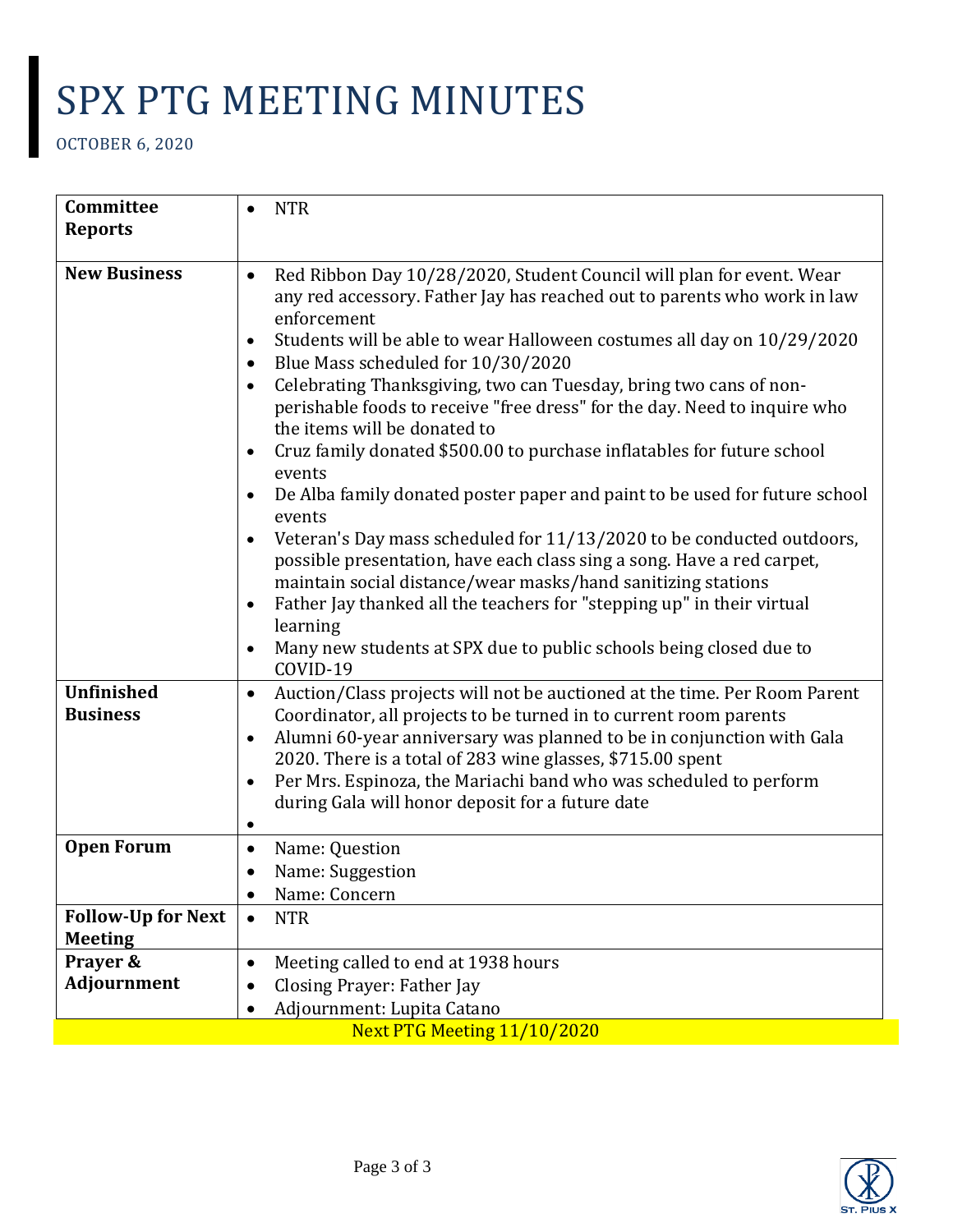# SPX PTG MEETING MINUTES

OCTOBER 6, 2020

| | |
|---|---|
| **Committee Reports** | • NTR |
| **New Business** | • Red Ribbon Day 10/28/2020, Student Council will plan for event. Wear any red accessory. Father Jay has reached out to parents who work in law enforcement<br>• Students will be able to wear Halloween costumes all day on 10/29/2020<br>• Blue Mass scheduled for 10/30/2020<br>• Celebrating Thanksgiving, two can Tuesday, bring two cans of non-perishable foods to receive "free dress" for the day. Need to inquire who the items will be donated to<br>• Cruz family donated $500.00 to purchase inflatables for future school events<br>• De Alba family donated poster paper and paint to be used for future school events<br>• Veteran's Day mass scheduled for 11/13/2020 to be conducted outdoors, possible presentation, have each class sing a song. Have a red carpet, maintain social distance/wear masks/hand sanitizing stations<br>• Father Jay thanked all the teachers for "stepping up" in their virtual learning<br>• Many new students at SPX due to public schools being closed due to COVID-19 |
| **Unfinished Business** | • Auction/Class projects will not be auctioned at the time. Per Room Parent Coordinator, all projects to be turned in to current room parents<br>• Alumni 60-year anniversary was planned to be in conjunction with Gala 2020. There is a total of 283 wine glasses, $715.00 spent<br>• Per Mrs. Espinoza, the Mariachi band who was scheduled to perform during Gala will honor deposit for a future date<br>• |
| **Open Forum** | • Name: Question<br>• Name: Suggestion<br>• Name: Concern |
| **Follow-Up for Next Meeting** | • NTR |
| **Prayer & Adjournment** | • Meeting called to end at 1938 hours<br>• Closing Prayer: Father Jay<br>• Adjournment: Lupita Catano |

Next PTG Meeting 11/10/2020